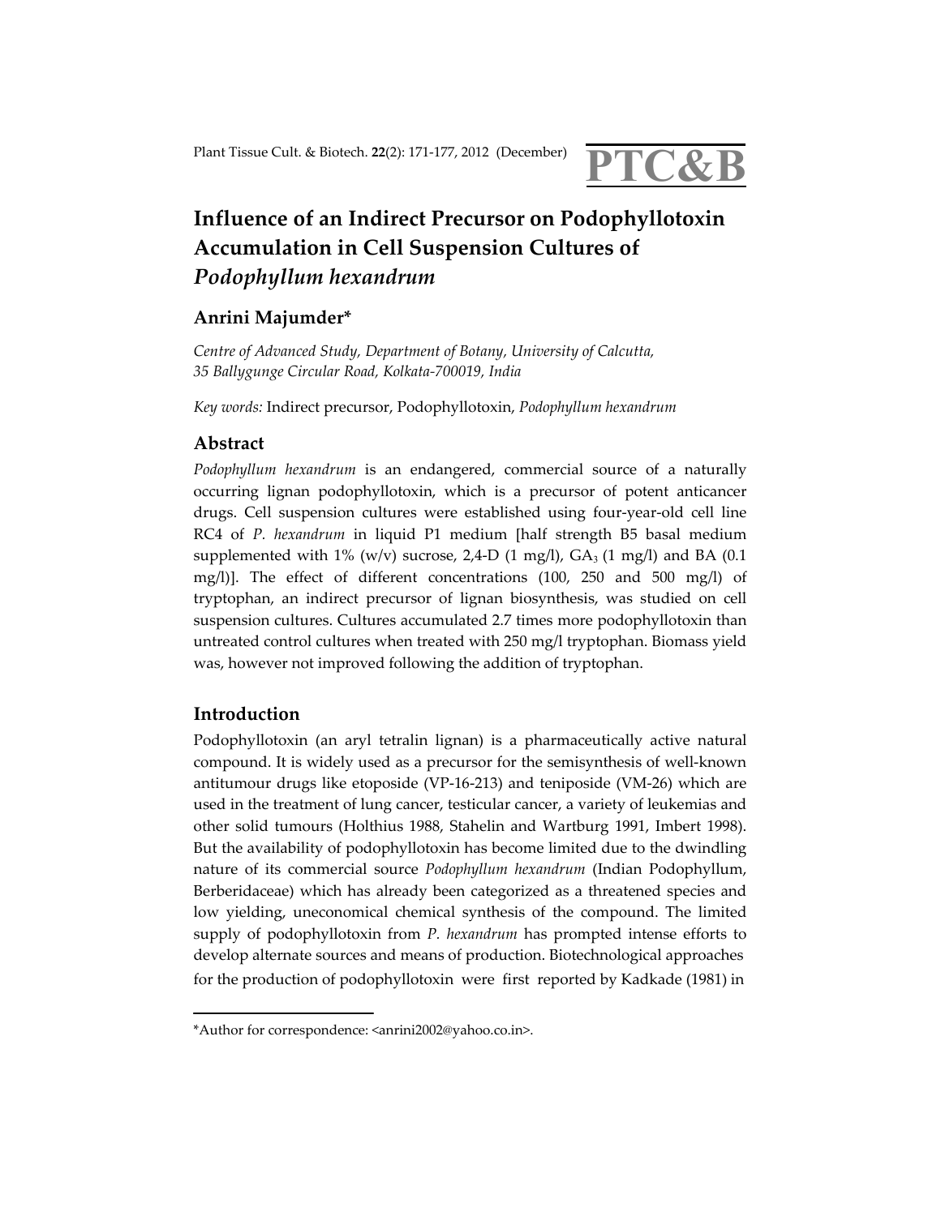# Influence of an Indirect Precursor on Podophyllotoxin Accumulation in Cell Suspension Cultures of *Podophyllum hexandrum*

**Anrini Majumder***

*Centre of Advanced Study, Department of Botany, University of Calcutta, 35 Ballygunge Circular Road, Kolkata-700019, India*

*Key words:* Indirect precursor, Podophyllotoxin, *Podophyllum hexandrum*

## Abstract

*Podophyllum hexandrum* is an endangered, commercial source of a naturally occurring lignan podophyllotoxin, which is a precursor of potent anticancer drugs. Cell suspension cultures were established using four-year-old cell line RC4 of *P. hexandrum* in liquid P1 medium [half strength B5 basal medium supplemented with 1% (w/v) sucrose, 2,4-D (1 mg/l), $GA_3$ (1 mg/l) and BA (0.1 mg/l)]. The effect of different concentrations (100, 250 and 500 mg/l) of tryptophan, an indirect precursor of lignan biosynthesis, was studied on cell suspension cultures. Cultures accumulated 2.7 times more podophyllotoxin than untreated control cultures when treated with 250 mg/l tryptophan. Biomass yield was, however not improved following the addition of tryptophan.

## Introduction

Podophyllotoxin (an aryl tetralin lignan) is a pharmaceutically active natural compound. It is widely used as a precursor for the semisynthesis of well-known antitumour drugs like etoposide (VP-16-213) and teniposide (VM-26) which are used in the treatment of lung cancer, testicular cancer, a variety of leukemias and other solid tumours (Holthius 1988, Stahelin and Wartburg 1991, Imbert 1998). But the availability of podophyllotoxin has become limited due to the dwindling nature of its commercial source *Podophyllum hexandrum* (Indian Podophyllum, Berberidaceae) which has already been categorized as a threatened species and low yielding, uneconomical chemical synthesis of the compound. The limited supply of podophyllotoxin from *P. hexandrum* has prompted intense efforts to develop alternate sources and means of production. Biotechnological approaches for the production of podophyllotoxin were first reported by Kadkade (1981) in

*Author for correspondence: <anrini2002@yahoo.co.in>.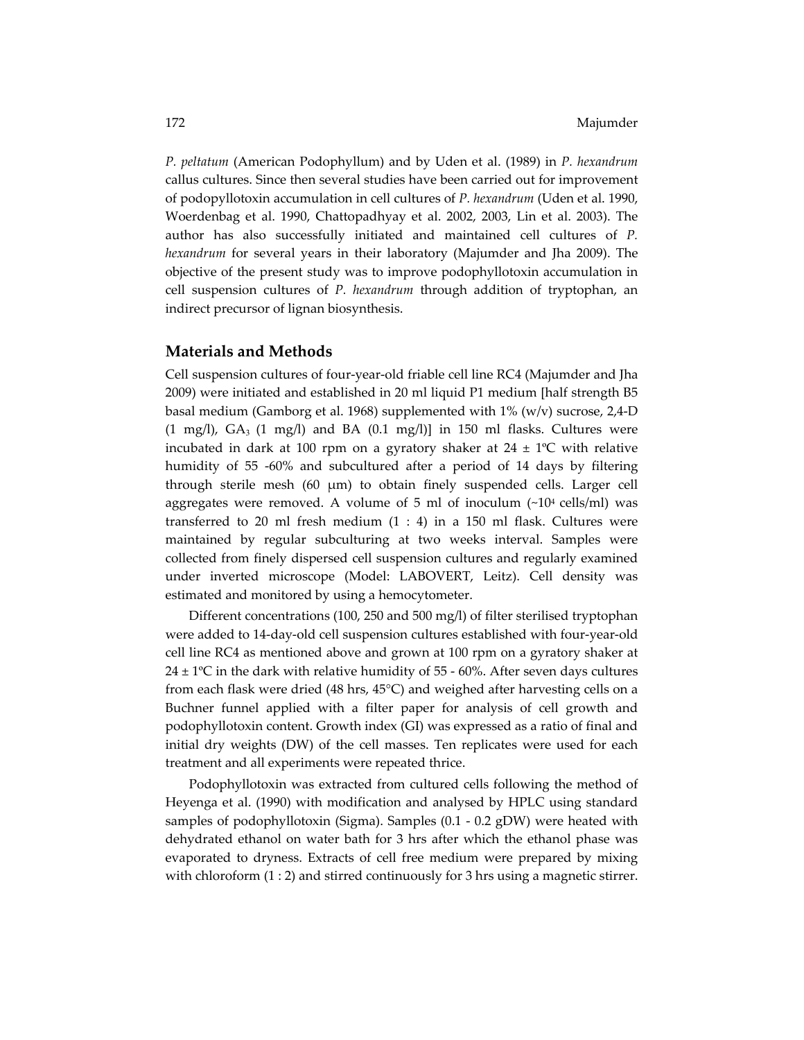*P. peltatum* (American Podophyllum) and by Uden et al. (1989) in *P. hexandrum* callus cultures. Since then several studies have been carried out for improvement of podopyllotoxin accumulation in cell cultures of *P. hexandrum* (Uden et al. 1990, Woerdenbag et al. 1990, Chattopadhyay et al. 2002, 2003, Lin et al. 2003). The author has also successfully initiated and maintained cell cultures of *P. hexandrum* for several years in their laboratory (Majumder and Jha 2009). The objective of the present study was to improve podophyllotoxin accumulation in cell suspension cultures of *P. hexandrum* through addition of tryptophan, an indirect precursor of lignan biosynthesis.

## Materials and Methods

Cell suspension cultures of four-year-old friable cell line RC4 (Majumder and Jha 2009) were initiated and established in 20 ml liquid P1 medium [half strength B5 basal medium (Gamborg et al. 1968) supplemented with 1% (w/v) sucrose, 2,4-D (1 mg/l), $GA_3$ (1 mg/l) and BA (0.1 mg/l)] in 150 ml flasks. Cultures were incubated in dark at 100 rpm on a gyratory shaker at 24 ± 1ºC with relative humidity of 55 -60% and subcultured after a period of 14 days by filtering through sterile mesh (60 µm) to obtain finely suspended cells. Larger cell aggregates were removed. A volume of 5 ml of inoculum (~$10^4$ cells/ml) was transferred to 20 ml fresh medium (1 : 4) in a 150 ml flask. Cultures were maintained by regular subculturing at two weeks interval. Samples were collected from finely dispersed cell suspension cultures and regularly examined under inverted microscope (Model: LABOVERT, Leitz). Cell density was estimated and monitored by using a hemocytometer.

Different concentrations (100, 250 and 500 mg/l) of filter sterilised tryptophan were added to 14-day-old cell suspension cultures established with four-year-old cell line RC4 as mentioned above and grown at 100 rpm on a gyratory shaker at 24 ± 1ºC in the dark with relative humidity of 55 - 60%. After seven days cultures from each flask were dried (48 hrs, 45°C) and weighed after harvesting cells on a Buchner funnel applied with a filter paper for analysis of cell growth and podophyllotoxin content. Growth index (GI) was expressed as a ratio of final and initial dry weights (DW) of the cell masses. Ten replicates were used for each treatment and all experiments were repeated thrice.

Podophyllotoxin was extracted from cultured cells following the method of Heyenga et al. (1990) with modification and analysed by HPLC using standard samples of podophyllotoxin (Sigma). Samples (0.1 - 0.2 gDW) were heated with dehydrated ethanol on water bath for 3 hrs after which the ethanol phase was evaporated to dryness. Extracts of cell free medium were prepared by mixing with chloroform (1 : 2) and stirred continuously for 3 hrs using a magnetic stirrer.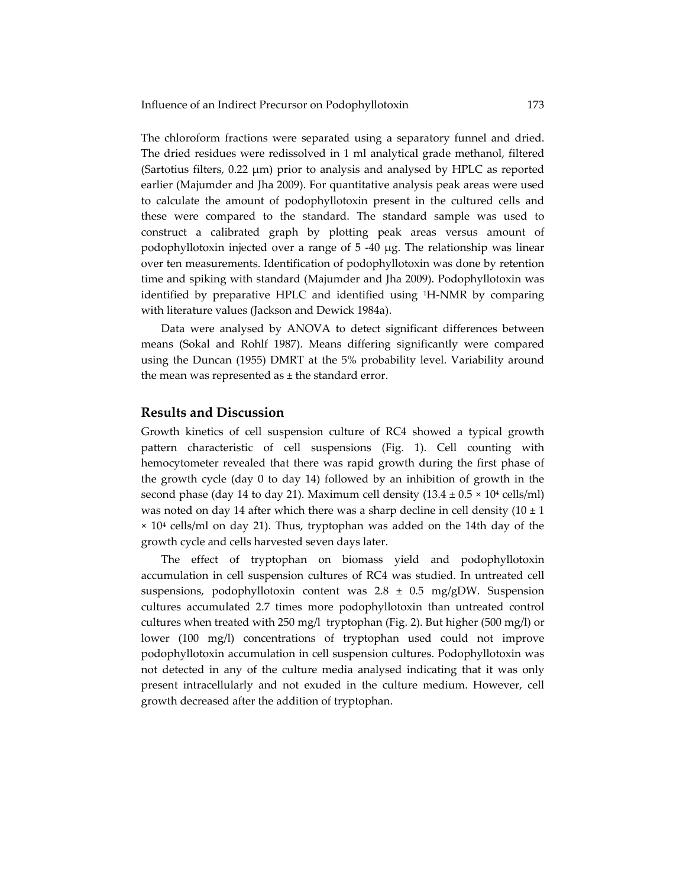The chloroform fractions were separated using a separatory funnel and dried. The dried residues were redissolved in 1 ml analytical grade methanol, filtered (Sartotius filters, 0.22 μm) prior to analysis and analysed by HPLC as reported earlier (Majumder and Jha 2009). For quantitative analysis peak areas were used to calculate the amount of podophyllotoxin present in the cultured cells and these were compared to the standard. The standard sample was used to construct a calibrated graph by plotting peak areas versus amount of podophyllotoxin injected over a range of 5 -40 μg. The relationship was linear over ten measurements. Identification of podophyllotoxin was done by retention time and spiking with standard (Majumder and Jha 2009). Podophyllotoxin was identified by preparative HPLC and identified using $^{1}$H-NMR by comparing with literature values (Jackson and Dewick 1984a).

Data were analysed by ANOVA to detect significant differences between means (Sokal and Rohlf 1987). Means differing significantly were compared using the Duncan (1955) DMRT at the 5% probability level. Variability around the mean was represented as ± the standard error.

## Results and Discussion

Growth kinetics of cell suspension culture of RC4 showed a typical growth pattern characteristic of cell suspensions (Fig. 1). Cell counting with hemocytometer revealed that there was rapid growth during the first phase of the growth cycle (day 0 to day 14) followed by an inhibition of growth in the second phase (day 14 to day 21). Maximum cell density ($13.4 \pm 0.5 \times 10^4$ cells/ml) was noted on day 14 after which there was a sharp decline in cell density ($10 \pm 1 \times 10^4$ cells/ml on day 21). Thus, tryptophan was added on the 14th day of the growth cycle and cells harvested seven days later.

The effect of tryptophan on biomass yield and podophyllotoxin accumulation in cell suspension cultures of RC4 was studied. In untreated cell suspensions, podophyllotoxin content was 2.8 ± 0.5 mg/gDW. Suspension cultures accumulated 2.7 times more podophyllotoxin than untreated control cultures when treated with 250 mg/l tryptophan (Fig. 2). But higher (500 mg/l) or lower (100 mg/l) concentrations of tryptophan used could not improve podophyllotoxin accumulation in cell suspension cultures. Podophyllotoxin was not detected in any of the culture media analysed indicating that it was only present intracellularly and not exuded in the culture medium. However, cell growth decreased after the addition of tryptophan.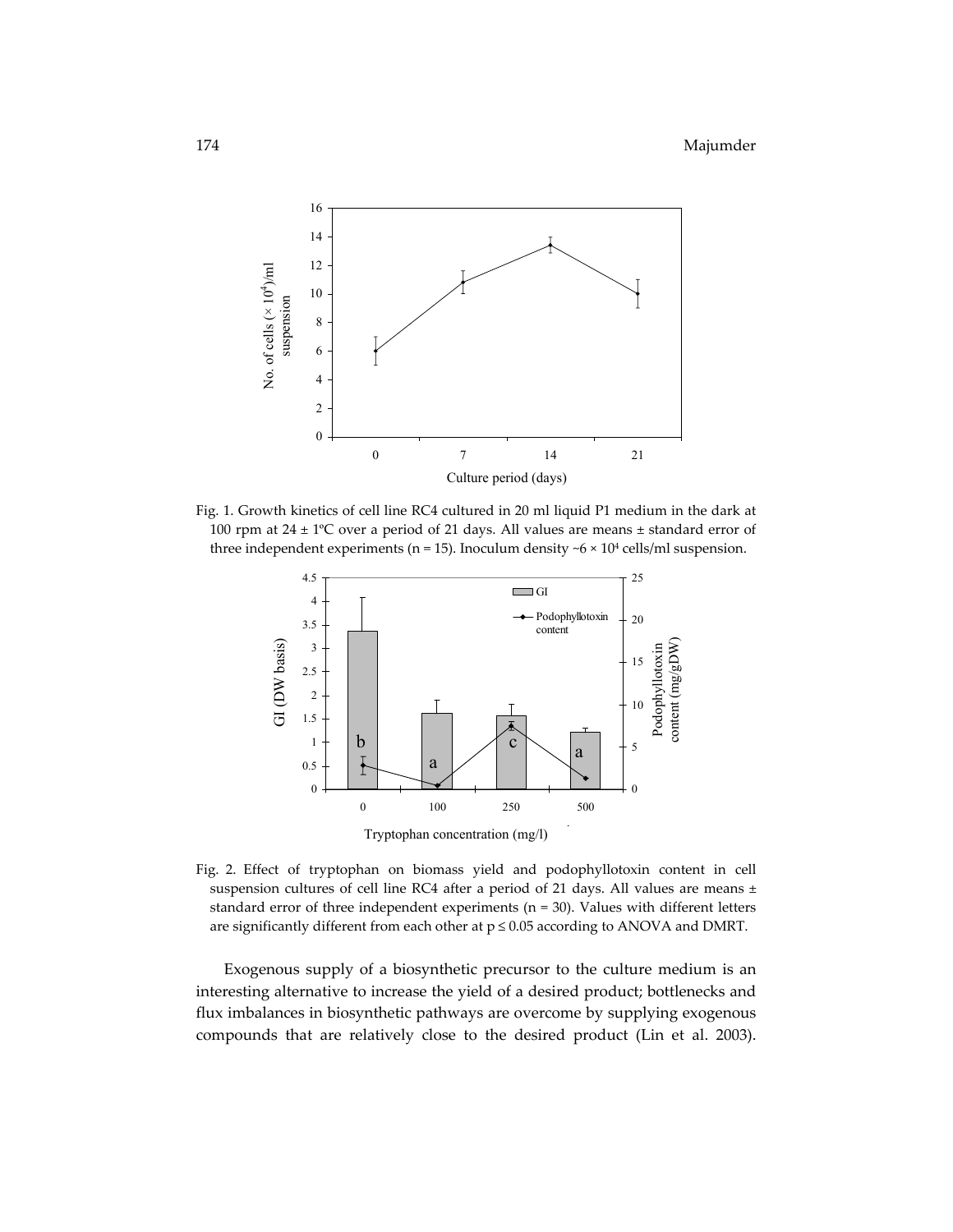Fig. 1. Growth kinetics of cell line RC4 cultured in 20 ml liquid P1 medium in the dark at 100 rpm at 24 ± 1ºC over a period of 21 days. All values are means ± standard error of three independent experiments (n = 15). Inoculum density ~6 × $10^4$ cells/ml suspension.

Fig. 2. Effect of tryptophan on biomass yield and podophyllotoxin content in cell suspension cultures of cell line RC4 after a period of 21 days. All values are means ± standard error of three independent experiments (n = 30). Values with different letters are significantly different from each other at $p \leq 0.05$ according to ANOVA and DMRT.

Exogenous supply of a biosynthetic precursor to the culture medium is an interesting alternative to increase the yield of a desired product; bottlenecks and flux imbalances in biosynthetic pathways are overcome by supplying exogenous compounds that are relatively close to the desired product (Lin et al. 2003).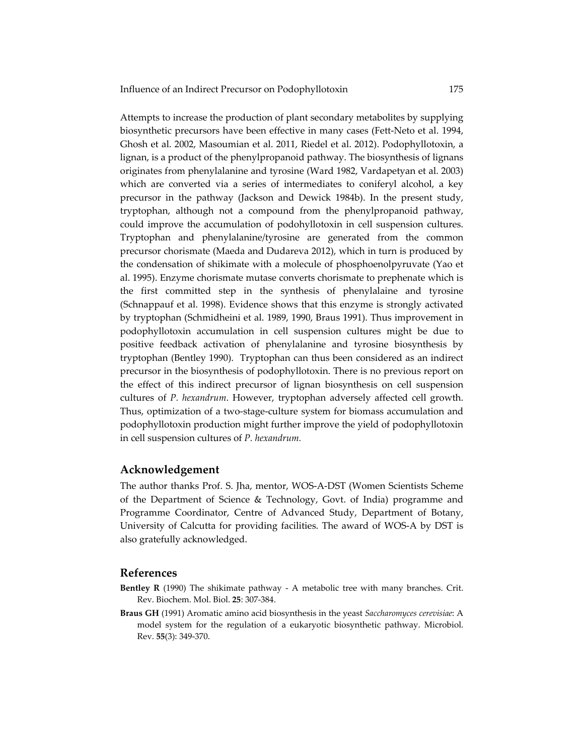Attempts to increase the production of plant secondary metabolites by supplying biosynthetic precursors have been effective in many cases (Fett-Neto et al. 1994, Ghosh et al. 2002, Masoumian et al. 2011, Riedel et al. 2012). Podophyllotoxin, a lignan, is a product of the phenylpropanoid pathway. The biosynthesis of lignans originates from phenylalanine and tyrosine (Ward 1982, Vardapetyan et al. 2003) which are converted via a series of intermediates to coniferyl alcohol, a key precursor in the pathway (Jackson and Dewick 1984b). In the present study, tryptophan, although not a compound from the phenylpropanoid pathway, could improve the accumulation of podohyllotoxin in cell suspension cultures. Tryptophan and phenylalanine/tyrosine are generated from the common precursor chorismate (Maeda and Dudareva 2012), which in turn is produced by the condensation of shikimate with a molecule of phosphoenolpyruvate (Yao et al. 1995). Enzyme chorismate mutase converts chorismate to prephenate which is the first committed step in the synthesis of phenylalaine and tyrosine (Schnappauf et al. 1998). Evidence shows that this enzyme is strongly activated by tryptophan (Schmidheini et al. 1989, 1990, Braus 1991). Thus improvement in podophyllotoxin accumulation in cell suspension cultures might be due to positive feedback activation of phenylalanine and tyrosine biosynthesis by tryptophan (Bentley 1990). Tryptophan can thus been considered as an indirect precursor in the biosynthesis of podophyllotoxin. There is no previous report on the effect of this indirect precursor of lignan biosynthesis on cell suspension cultures of *P. hexandrum*. However, tryptophan adversely affected cell growth. Thus, optimization of a two-stage-culture system for biomass accumulation and podophyllotoxin production might further improve the yield of podophyllotoxin in cell suspension cultures of *P. hexandrum.*

## Acknowledgement

The author thanks Prof. S. Jha, mentor, WOS-A-DST (Women Scientists Scheme of the Department of Science & Technology, Govt. of India) programme and Programme Coordinator, Centre of Advanced Study, Department of Botany, University of Calcutta for providing facilities. The award of WOS-A by DST is also gratefully acknowledged.

## References

**Bentley R** (1990) The shikimate pathway - A metabolic tree with many branches. Crit. Rev. Biochem. Mol. Biol. **25**: 307-384.

**Braus GH** (1991) Aromatic amino acid biosynthesis in the yeast *Saccharomyces cerevisiae*: A model system for the regulation of a eukaryotic biosynthetic pathway. Microbiol. Rev. **55**(3): 349-370.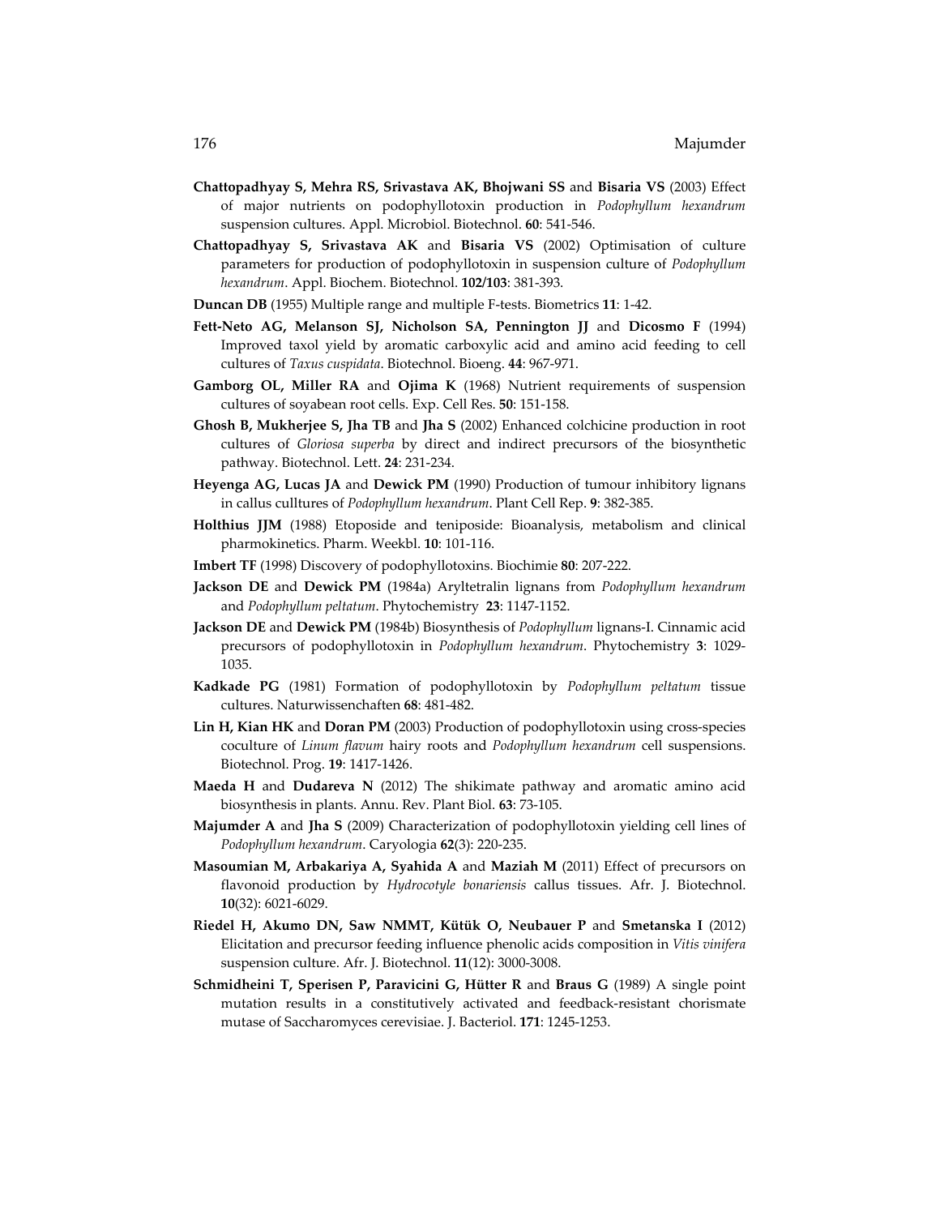**Chattopadhyay S, Mehra RS, Srivastava AK, Bhojwani SS** and **Bisaria VS** (2003) Effect of major nutrients on podophyllotoxin production in *Podophyllum hexandrum* suspension cultures. Appl. Microbiol. Biotechnol. **60**: 541-546.

**Chattopadhyay S, Srivastava AK** and **Bisaria VS** (2002) Optimisation of culture parameters for production of podophyllotoxin in suspension culture of *Podophyllum hexandrum*. Appl. Biochem. Biotechnol. **102/103**: 381-393.

**Duncan DB** (1955) Multiple range and multiple F-tests. Biometrics **11**: 1-42.

**Fett-Neto AG, Melanson SJ, Nicholson SA, Pennington JJ** and **Dicosmo F** (1994) Improved taxol yield by aromatic carboxylic acid and amino acid feeding to cell cultures of *Taxus cuspidata*. Biotechnol. Bioeng. **44**: 967-971.

**Gamborg OL, Miller RA** and **Ojima K** (1968) Nutrient requirements of suspension cultures of soyabean root cells. Exp. Cell Res. **50**: 151-158.

**Ghosh B, Mukherjee S, Jha TB** and **Jha S** (2002) Enhanced colchicine production in root cultures of *Gloriosa superba* by direct and indirect precursors of the biosynthetic pathway. Biotechnol. Lett. **24**: 231-234.

**Heyenga AG, Lucas JA** and **Dewick PM** (1990) Production of tumour inhibitory lignans in callus culltures of *Podophyllum hexandrum*. Plant Cell Rep. **9**: 382-385.

**Holthius JJM** (1988) Etoposide and teniposide: Bioanalysis, metabolism and clinical pharmokinetics. Pharm. Weekbl. **10**: 101-116.

**Imbert TF** (1998) Discovery of podophyllotoxins. Biochimie **80**: 207-222.

**Jackson DE** and **Dewick PM** (1984a) Aryltetralin lignans from *Podophyllum hexandrum* and *Podophyllum peltatum*. Phytochemistry **23**: 1147-1152.

**Jackson DE** and **Dewick PM** (1984b) Biosynthesis of *Podophyllum* lignans-I. Cinnamic acid precursors of podophyllotoxin in *Podophyllum hexandrum*. Phytochemistry **3**: 1029-1035.

**Kadkade PG** (1981) Formation of podophyllotoxin by *Podophyllum peltatum* tissue cultures. Naturwissenschaften **68**: 481-482.

**Lin H, Kian HK** and **Doran PM** (2003) Production of podophyllotoxin using cross-species coculture of *Linum flavum* hairy roots and *Podophyllum hexandrum* cell suspensions. Biotechnol. Prog. **19**: 1417-1426.

**Maeda H** and **Dudareva N** (2012) The shikimate pathway and aromatic amino acid biosynthesis in plants. Annu. Rev. Plant Biol. **63**: 73-105.

**Majumder A** and **Jha S** (2009) Characterization of podophyllotoxin yielding cell lines of *Podophyllum hexandrum*. Caryologia **62**(3): 220-235.

**Masoumian M, Arbakariya A, Syahida A** and **Maziah M** (2011) Effect of precursors on flavonoid production by *Hydrocotyle bonariensis* callus tissues. Afr. J. Biotechnol. **10**(32): 6021-6029.

**Riedel H, Akumo DN, Saw NMMT, Kütük O, Neubauer P** and **Smetanska I** (2012) Elicitation and precursor feeding influence phenolic acids composition in *Vitis vinifera* suspension culture. Afr. J. Biotechnol. **11**(12): 3000-3008.

**Schmidheini T, Sperisen P, Paravicini G, Hütter R** and **Braus G** (1989) A single point mutation results in a constitutively activated and feedback-resistant chorismate mutase of Saccharomyces cerevisiae. J. Bacteriol. **171**: 1245-1253.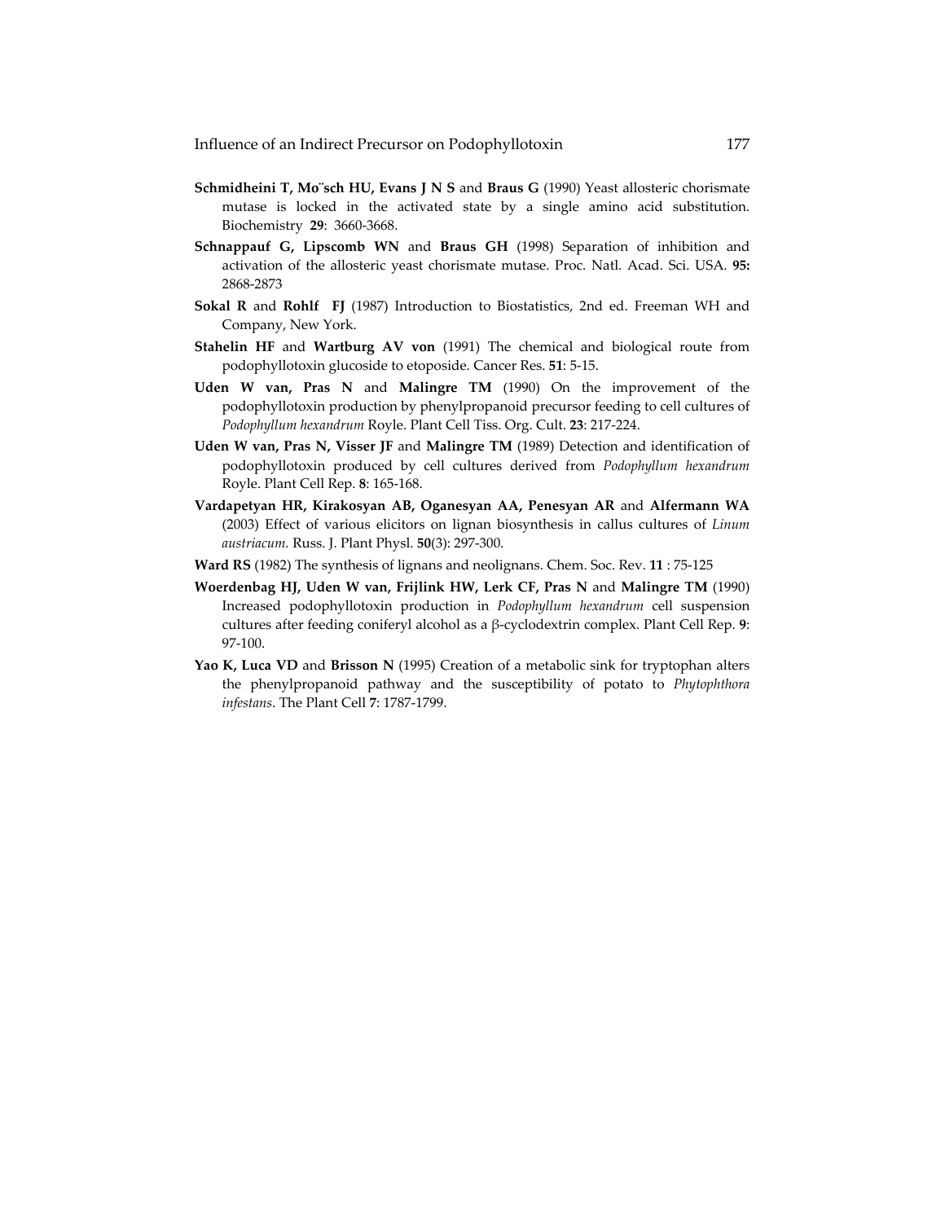**Schmidheini T, Mo¨sch HU, Evans J N S** and **Braus G** (1990) Yeast allosteric chorismate mutase is locked in the activated state by a single amino acid substitution. Biochemistry **29**: 3660-3668.

**Schnappauf G, Lipscomb WN** and **Braus GH** (1998) Separation of inhibition and activation of the allosteric yeast chorismate mutase. Proc. Natl. Acad. Sci. USA. **95:** 2868-2873

**Sokal R** and **Rohlf FJ** (1987) Introduction to Biostatistics, 2nd ed. Freeman WH and Company, New York.

**Stahelin HF** and **Wartburg AV von** (1991) The chemical and biological route from podophyllotoxin glucoside to etoposide. Cancer Res. **51**: 5-15.

**Uden W van, Pras N** and **Malingre TM** (1990) On the improvement of the podophyllotoxin production by phenylpropanoid precursor feeding to cell cultures of *Podophyllum hexandrum* Royle. Plant Cell Tiss. Org. Cult. **23**: 217-224.

**Uden W van, Pras N, Visser JF** and **Malingre TM** (1989) Detection and identification of podophyllotoxin produced by cell cultures derived from *Podophyllum hexandrum* Royle. Plant Cell Rep. **8**: 165-168.

**Vardapetyan HR, Kirakosyan AB, Oganesyan AA, Penesyan AR** and **Alfermann WA** (2003) Effect of various elicitors on lignan biosynthesis in callus cultures of *Linum austriacum.* Russ. J. Plant Physl. **50**(3): 297-300.

**Ward RS** (1982) The synthesis of lignans and neolignans. Chem. Soc. Rev. **11** : 75-125

**Woerdenbag HJ, Uden W van, Frijlink HW, Lerk CF, Pras N** and **Malingre TM** (1990) Increased podophyllotoxin production in *Podophyllum hexandrum* cell suspension cultures after feeding coniferyl alcohol as a β-cyclodextrin complex. Plant Cell Rep. **9**: 97-100.

**Yao K, Luca VD** and **Brisson N** (1995) Creation of a metabolic sink for tryptophan alters the phenylpropanoid pathway and the susceptibility of potato to *Phytophthora infestans*. The Plant Cell **7**: 1787-1799.